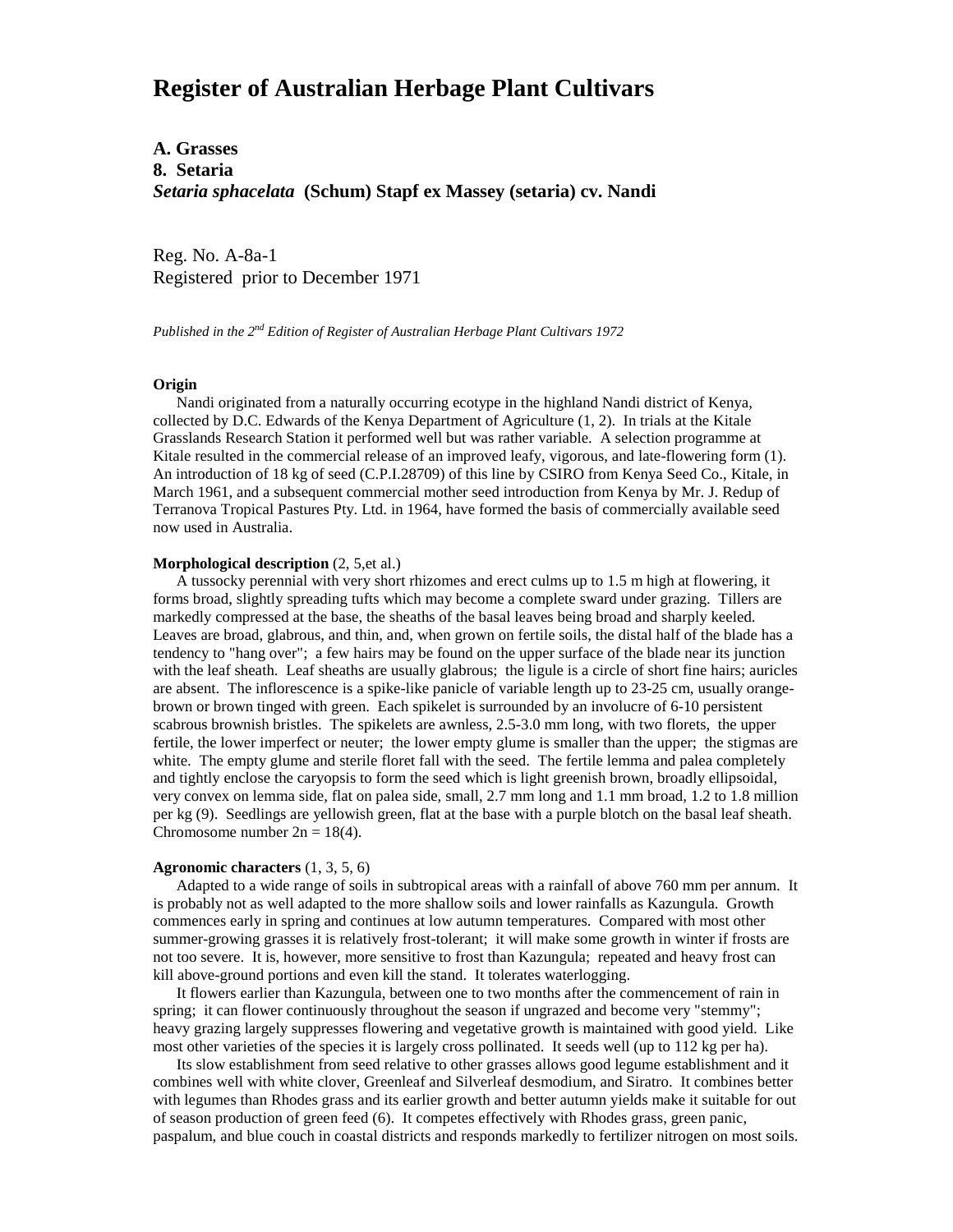# Register of Australian Herbage Plant Cultivars

**A. Grasses**
**8. Setaria**
***Setaria sphacelata* (Schum) Stapf ex Massey (setaria) cv. Nandi**

Reg. No. A-8a-1
Registered prior to December 1971

*Published in the 2nd Edition of Register of Australian Herbage Plant Cultivars 1972*

**Origin**

Nandi originated from a naturally occurring ecotype in the highland Nandi district of Kenya, collected by D.C. Edwards of the Kenya Department of Agriculture (1, 2). In trials at the Kitale Grasslands Research Station it performed well but was rather variable. A selection programme at Kitale resulted in the commercial release of an improved leafy, vigorous, and late-flowering form (1). An introduction of 18 kg of seed (C.P.I.28709) of this line by CSIRO from Kenya Seed Co., Kitale, in March 1961, and a subsequent commercial mother seed introduction from Kenya by Mr. J. Redup of Terranova Tropical Pastures Pty. Ltd. in 1964, have formed the basis of commercially available seed now used in Australia.

**Morphological description** (2, 5,et al.)

A tussocky perennial with very short rhizomes and erect culms up to 1.5 m high at flowering, it forms broad, slightly spreading tufts which may become a complete sward under grazing. Tillers are markedly compressed at the base, the sheaths of the basal leaves being broad and sharply keeled. Leaves are broad, glabrous, and thin, and, when grown on fertile soils, the distal half of the blade has a tendency to "hang over"; a few hairs may be found on the upper surface of the blade near its junction with the leaf sheath. Leaf sheaths are usually glabrous; the ligule is a circle of short fine hairs; auricles are absent. The inflorescence is a spike-like panicle of variable length up to 23-25 cm, usually orange-brown or brown tinged with green. Each spikelet is surrounded by an involucre of 6-10 persistent scabrous brownish bristles. The spikelets are awnless, 2.5-3.0 mm long, with two florets, the upper fertile, the lower imperfect or neuter; the lower empty glume is smaller than the upper; the stigmas are white. The empty glume and sterile floret fall with the seed. The fertile lemma and palea completely and tightly enclose the caryopsis to form the seed which is light greenish brown, broadly ellipsoidal, very convex on lemma side, flat on palea side, small, 2.7 mm long and 1.1 mm broad, 1.2 to 1.8 million per kg (9). Seedlings are yellowish green, flat at the base with a purple blotch on the basal leaf sheath. Chromosome number 2n = 18(4).

**Agronomic characters** (1, 3, 5, 6)

Adapted to a wide range of soils in subtropical areas with a rainfall of above 760 mm per annum. It is probably not as well adapted to the more shallow soils and lower rainfalls as Kazungula. Growth commences early in spring and continues at low autumn temperatures. Compared with most other summer-growing grasses it is relatively frost-tolerant; it will make some growth in winter if frosts are not too severe. It is, however, more sensitive to frost than Kazungula; repeated and heavy frost can kill above-ground portions and even kill the stand. It tolerates waterlogging.

It flowers earlier than Kazungula, between one to two months after the commencement of rain in spring; it can flower continuously throughout the season if ungrazed and become very "stemmy"; heavy grazing largely suppresses flowering and vegetative growth is maintained with good yield. Like most other varieties of the species it is largely cross pollinated. It seeds well (up to 112 kg per ha).

Its slow establishment from seed relative to other grasses allows good legume establishment and it combines well with white clover, Greenleaf and Silverleaf desmodium, and Siratro. It combines better with legumes than Rhodes grass and its earlier growth and better autumn yields make it suitable for out of season production of green feed (6). It competes effectively with Rhodes grass, green panic, paspalum, and blue couch in coastal districts and responds markedly to fertilizer nitrogen on most soils.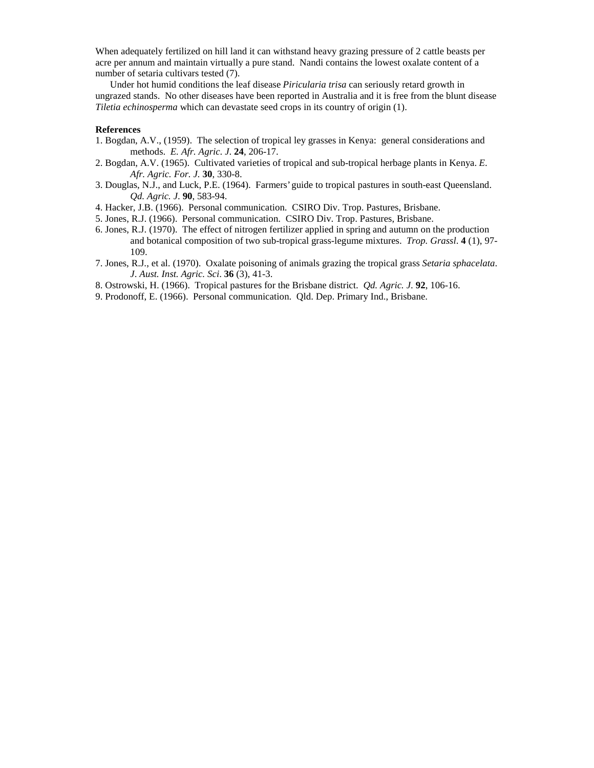When adequately fertilized on hill land it can withstand heavy grazing pressure of 2 cattle beasts per acre per annum and maintain virtually a pure stand. Nandi contains the lowest oxalate content of a number of setaria cultivars tested (7).

Under hot humid conditions the leaf disease *Piricularia trisa* can seriously retard growth in ungrazed stands. No other diseases have been reported in Australia and it is free from the blunt disease *Tiletia echinosperma* which can devastate seed crops in its country of origin (1).

**References**

1. Bogdan, A.V., (1959). The selection of tropical ley grasses in Kenya: general considerations and methods. *E. Afr. Agric. J*. **24**, 206-17.
2. Bogdan, A.V. (1965). Cultivated varieties of tropical and sub-tropical herbage plants in Kenya. *E. Afr. Agric. For. J.* **30**, 330-8.
3. Douglas, N.J., and Luck, P.E. (1964). Farmers' guide to tropical pastures in south-east Queensland. *Qd. Agric. J*. **90**, 583-94.
4. Hacker, J.B. (1966). Personal communication. CSIRO Div. Trop. Pastures, Brisbane.
5. Jones, R.J. (1966). Personal communication. CSIRO Div. Trop. Pastures, Brisbane.
6. Jones, R.J. (1970). The effect of nitrogen fertilizer applied in spring and autumn on the production and botanical composition of two sub-tropical grass-legume mixtures. *Trop. Grassl*. **4** (1), 97-109.
7. Jones, R.J., et al. (1970). Oxalate poisoning of animals grazing the tropical grass *Setaria sphacelata*. *J. Aust. Inst. Agric. Sci*. **36** (3), 41-3.
8. Ostrowski, H. (1966). Tropical pastures for the Brisbane district. *Qd. Agric. J*. **92**, 106-16.
9. Prodonoff, E. (1966). Personal communication. Qld. Dep. Primary Ind., Brisbane.